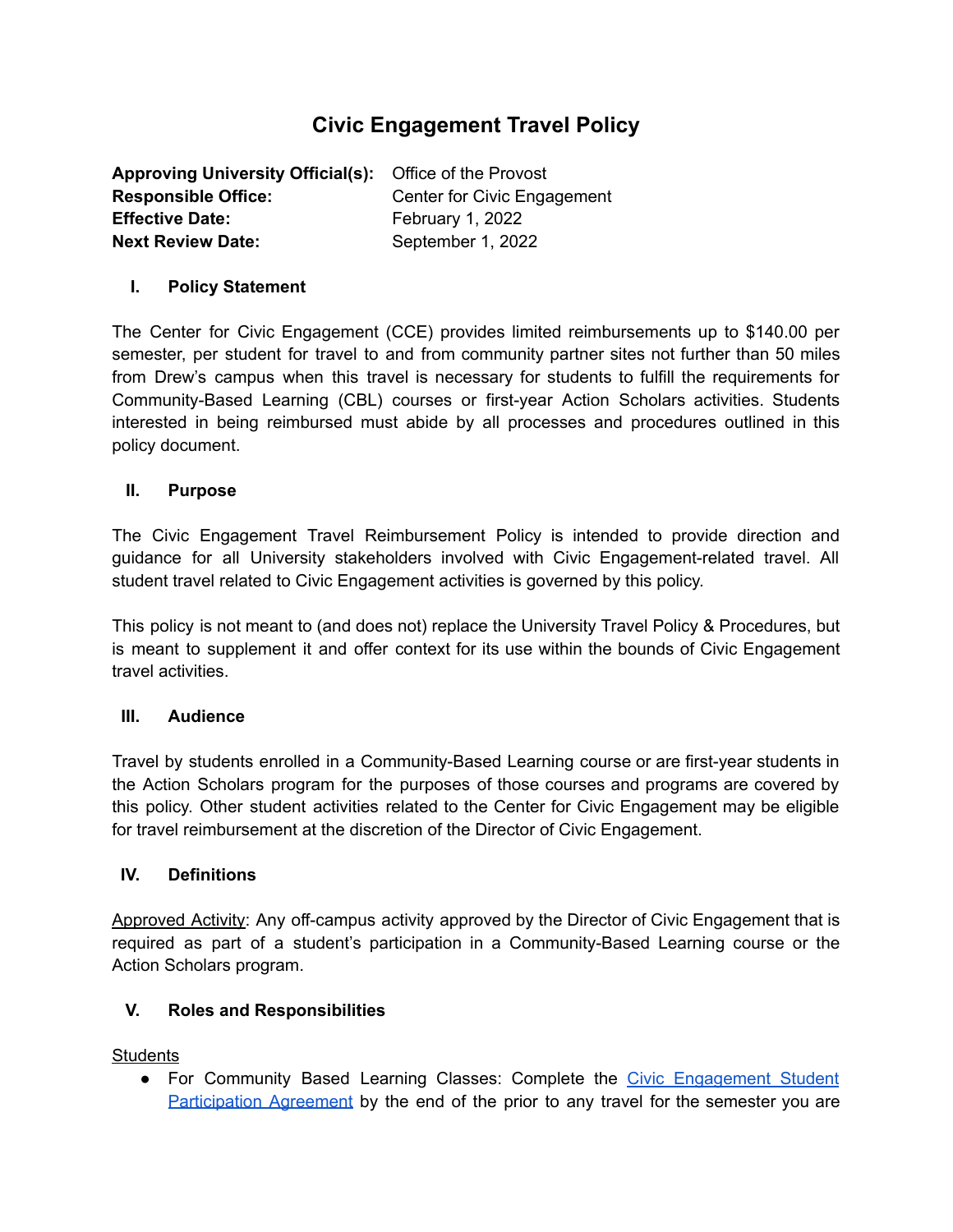# Civic Engagement Travel Policy

**Approving University Official(s):** Office of the Provost
**Responsible Office:** Center for Civic Engagement
**Effective Date:** February 1, 2022
**Next Review Date:** September 1, 2022

## I. Policy Statement

The Center for Civic Engagement (CCE) provides limited reimbursements up to $140.00 per semester, per student for travel to and from community partner sites not further than 50 miles from Drew's campus when this travel is necessary for students to fulfill the requirements for Community-Based Learning (CBL) courses or first-year Action Scholars activities. Students interested in being reimbursed must abide by all processes and procedures outlined in this policy document.

## II. Purpose

The Civic Engagement Travel Reimbursement Policy is intended to provide direction and guidance for all University stakeholders involved with Civic Engagement-related travel. All student travel related to Civic Engagement activities is governed by this policy.

This policy is not meant to (and does not) replace the University Travel Policy & Procedures, but is meant to supplement it and offer context for its use within the bounds of Civic Engagement travel activities.

## III. Audience

Travel by students enrolled in a Community-Based Learning course or are first-year students in the Action Scholars program for the purposes of those courses and programs are covered by this policy. Other student activities related to the Center for Civic Engagement may be eligible for travel reimbursement at the discretion of the Director of Civic Engagement.

## IV. Definitions

Approved Activity: Any off-campus activity approved by the Director of Civic Engagement that is required as part of a student's participation in a Community-Based Learning course or the Action Scholars program.

## V. Roles and Responsibilities

Students

- For Community Based Learning Classes: Complete the [Civic Engagement Student Participation Agreement]() by the end of the prior to any travel for the semester you are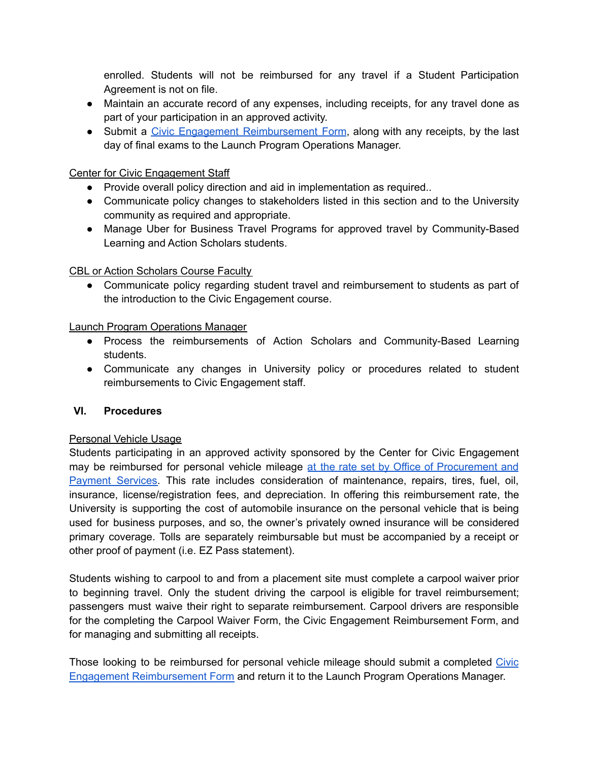enrolled. Students will not be reimbursed for any travel if a Student Participation Agreement is not on file.

- Maintain an accurate record of any expenses, including receipts, for any travel done as part of your participation in an approved activity.
- Submit a Civic Engagement Reimbursement Form, along with any receipts, by the last day of final exams to the Launch Program Operations Manager.

Center for Civic Engagement Staff

- Provide overall policy direction and aid in implementation as required..
- Communicate policy changes to stakeholders listed in this section and to the University community as required and appropriate.
- Manage Uber for Business Travel Programs for approved travel by Community-Based Learning and Action Scholars students.

CBL or Action Scholars Course Faculty

- Communicate policy regarding student travel and reimbursement to students as part of the introduction to the Civic Engagement course.

Launch Program Operations Manager

- Process the reimbursements of Action Scholars and Community-Based Learning students.
- Communicate any changes in University policy or procedures related to student reimbursements to Civic Engagement staff.

## VI. Procedures

Personal Vehicle Usage

Students participating in an approved activity sponsored by the Center for Civic Engagement may be reimbursed for personal vehicle mileage at the rate set by Office of Procurement and Payment Services. This rate includes consideration of maintenance, repairs, tires, fuel, oil, insurance, license/registration fees, and depreciation. In offering this reimbursement rate, the University is supporting the cost of automobile insurance on the personal vehicle that is being used for business purposes, and so, the owner's privately owned insurance will be considered primary coverage. Tolls are separately reimbursable but must be accompanied by a receipt or other proof of payment (i.e. EZ Pass statement).

Students wishing to carpool to and from a placement site must complete a carpool waiver prior to beginning travel. Only the student driving the carpool is eligible for travel reimbursement; passengers must waive their right to separate reimbursement. Carpool drivers are responsible for the completing the Carpool Waiver Form, the Civic Engagement Reimbursement Form, and for managing and submitting all receipts.

Those looking to be reimbursed for personal vehicle mileage should submit a completed Civic Engagement Reimbursement Form and return it to the Launch Program Operations Manager.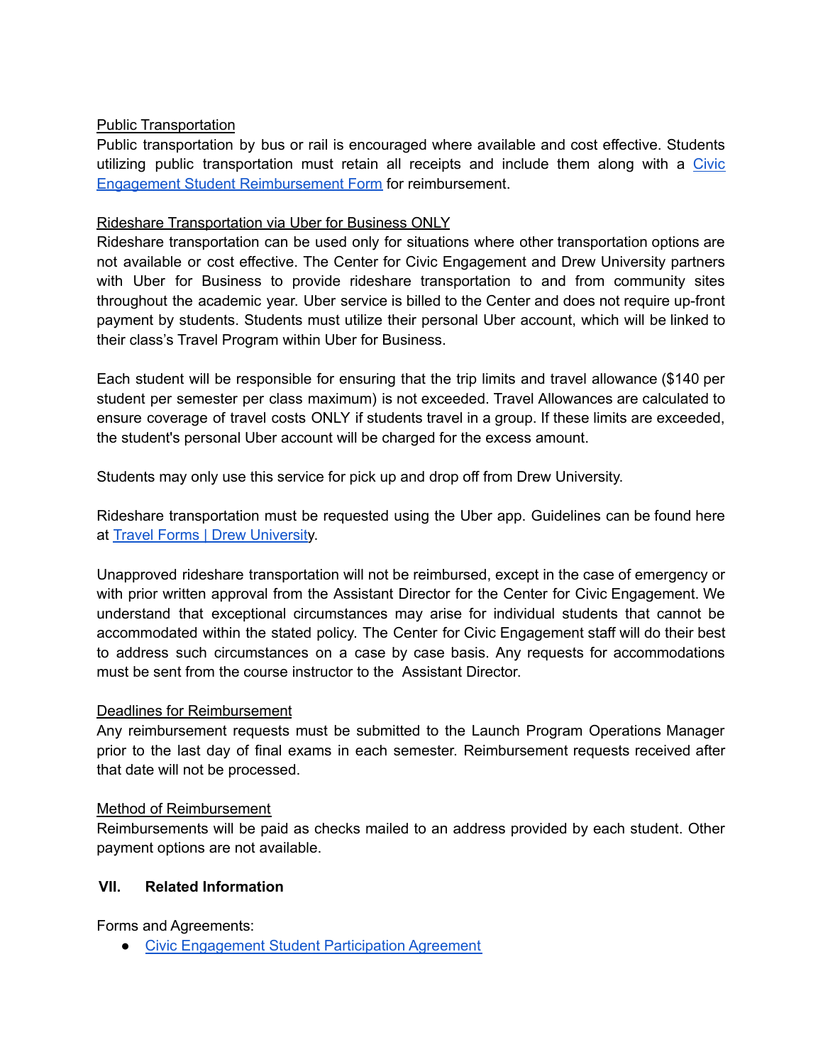Public Transportation

Public transportation by bus or rail is encouraged where available and cost effective. Students utilizing public transportation must retain all receipts and include them along with a [Civic Engagement Student Reimbursement Form]() for reimbursement.

Rideshare Transportation via Uber for Business ONLY

Rideshare transportation can be used only for situations where other transportation options are not available or cost effective. The Center for Civic Engagement and Drew University partners with Uber for Business to provide rideshare transportation to and from community sites throughout the academic year. Uber service is billed to the Center and does not require up-front payment by students. Students must utilize their personal Uber account, which will be linked to their class's Travel Program within Uber for Business.

Each student will be responsible for ensuring that the trip limits and travel allowance ($140 per student per semester per class maximum) is not exceeded. Travel Allowances are calculated to ensure coverage of travel costs ONLY if students travel in a group. If these limits are exceeded, the student's personal Uber account will be charged for the excess amount.

Students may only use this service for pick up and drop off from Drew University.

Rideshare transportation must be requested using the Uber app. Guidelines can be found here at [Travel Forms | Drew University]().

Unapproved rideshare transportation will not be reimbursed, except in the case of emergency or with prior written approval from the Assistant Director for the Center for Civic Engagement. We understand that exceptional circumstances may arise for individual students that cannot be accommodated within the stated policy. The Center for Civic Engagement staff will do their best to address such circumstances on a case by case basis. Any requests for accommodations must be sent from the course instructor to the Assistant Director.

Deadlines for Reimbursement

Any reimbursement requests must be submitted to the Launch Program Operations Manager prior to the last day of final exams in each semester. Reimbursement requests received after that date will not be processed.

Method of Reimbursement

Reimbursements will be paid as checks mailed to an address provided by each student. Other payment options are not available.

## VII. Related Information

Forms and Agreements:

- [Civic Engagement Student Participation Agreement]()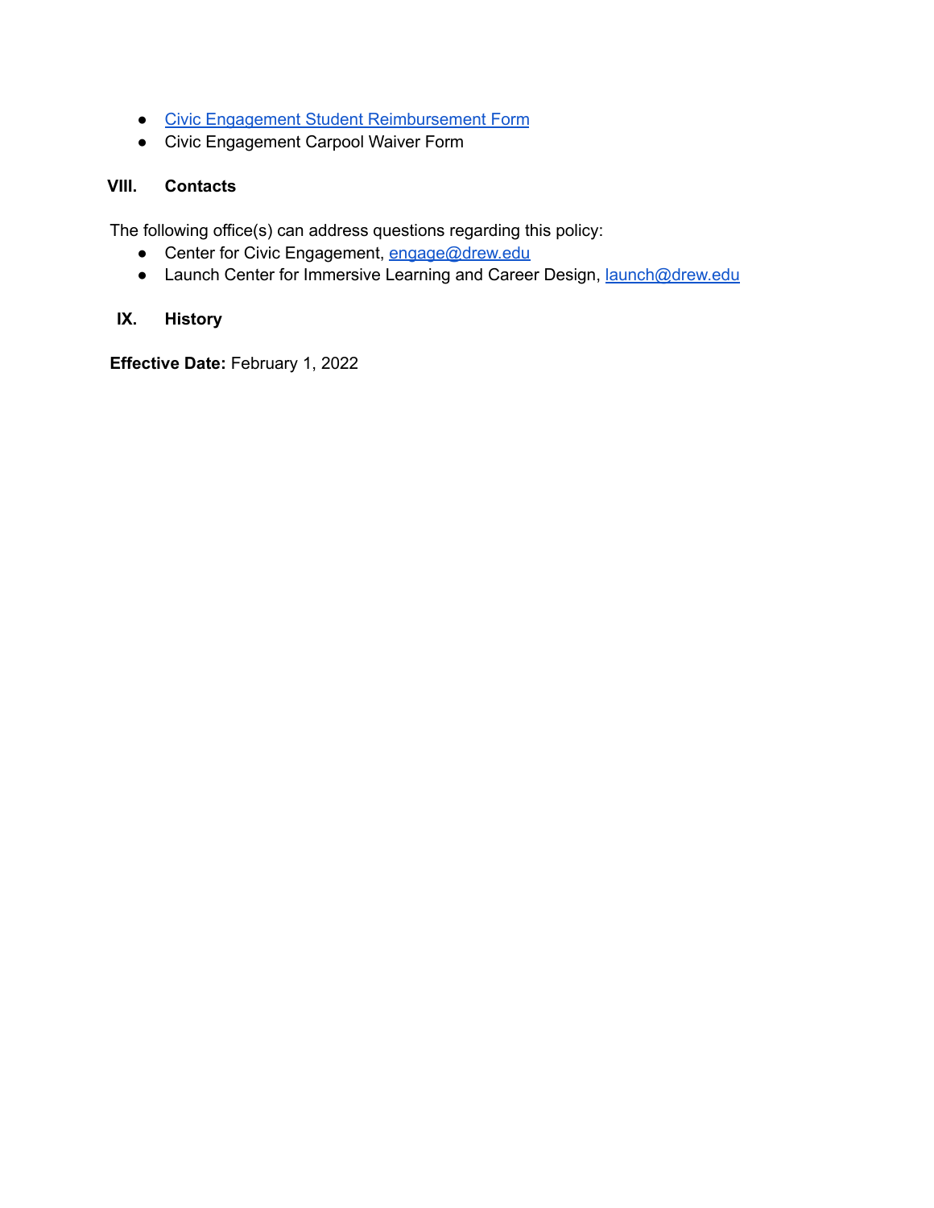- Civic Engagement Student Reimbursement Form
- Civic Engagement Carpool Waiver Form

## VIII. Contacts

The following office(s) can address questions regarding this policy:

- Center for Civic Engagement, engage@drew.edu
- Launch Center for Immersive Learning and Career Design, launch@drew.edu

## IX. History

**Effective Date:** February 1, 2022